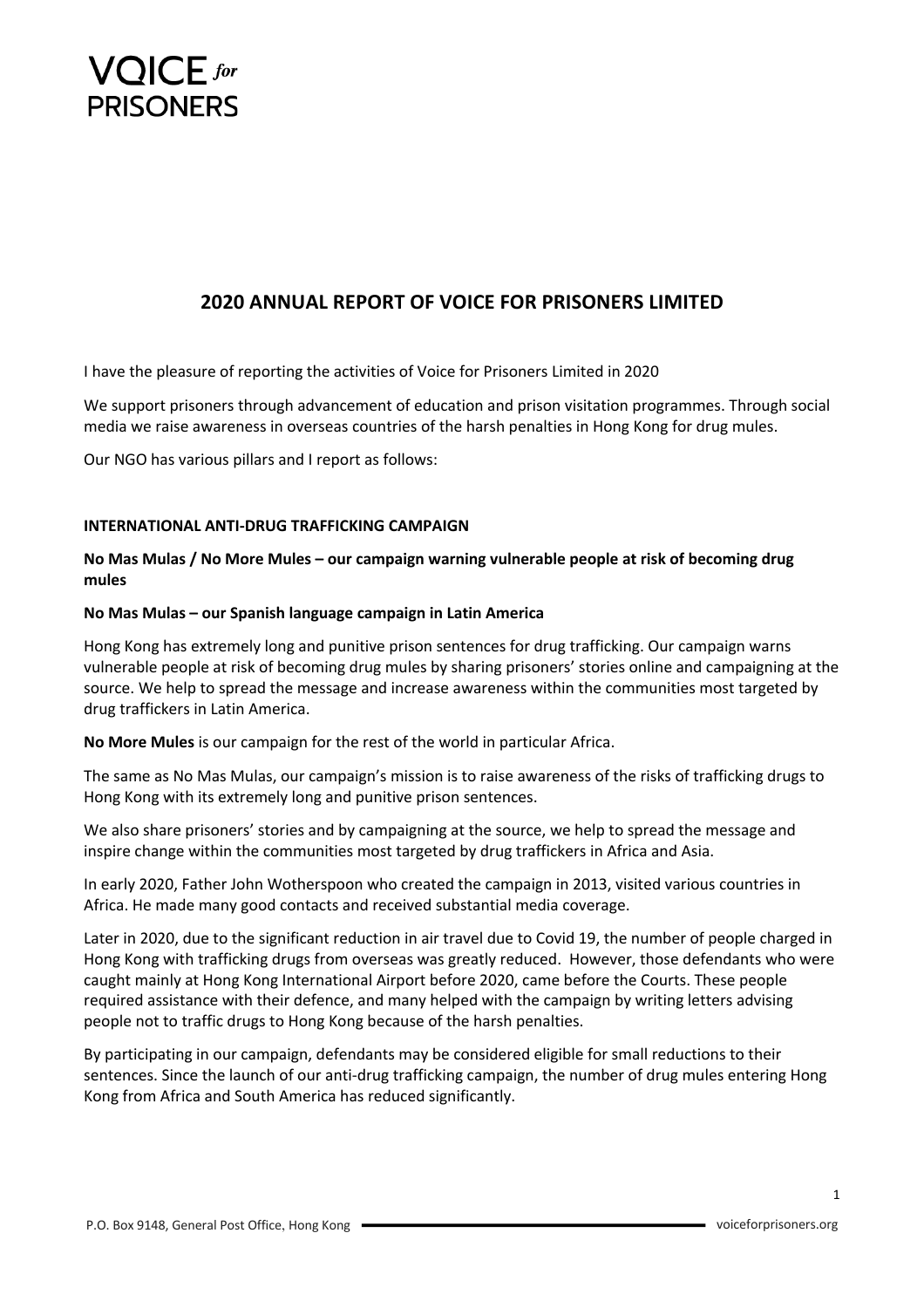# VOICE *for* PRISONERS

## 2020 ANNUAL REPORT OF VOICE FOR PRISONERS LIMITED

I have the pleasure of reporting the activities of Voice for Prisoners Limited in 2020

We support prisoners through advancement of education and prison visitation programmes. Through social media we raise awareness in overseas countries of the harsh penalties in Hong Kong for drug mules.

Our NGO has various pillars and I report as follows:

### INTERNATIONAL ANTI-DRUG TRAFFICKING CAMPAIGN

**No Mas Mulas / No More Mules – our campaign warning vulnerable people at risk of becoming drug mules**

**No Mas Mulas – our Spanish language campaign in Latin America**

Hong Kong has extremely long and punitive prison sentences for drug trafficking. Our campaign warns vulnerable people at risk of becoming drug mules by sharing prisoners' stories online and campaigning at the source. We help to spread the message and increase awareness within the communities most targeted by drug traffickers in Latin America.

**No More Mules** is our campaign for the rest of the world in particular Africa.

The same as No Mas Mulas, our campaign's mission is to raise awareness of the risks of trafficking drugs to Hong Kong with its extremely long and punitive prison sentences.

We also share prisoners' stories and by campaigning at the source, we help to spread the message and inspire change within the communities most targeted by drug traffickers in Africa and Asia.

In early 2020, Father John Wotherspoon who created the campaign in 2013, visited various countries in Africa. He made many good contacts and received substantial media coverage.

Later in 2020, due to the significant reduction in air travel due to Covid 19, the number of people charged in Hong Kong with trafficking drugs from overseas was greatly reduced. However, those defendants who were caught mainly at Hong Kong International Airport before 2020, came before the Courts. These people required assistance with their defence, and many helped with the campaign by writing letters advising people not to traffic drugs to Hong Kong because of the harsh penalties.

By participating in our campaign, defendants may be considered eligible for small reductions to their sentences. Since the launch of our anti-drug trafficking campaign, the number of drug mules entering Hong Kong from Africa and South America has reduced significantly.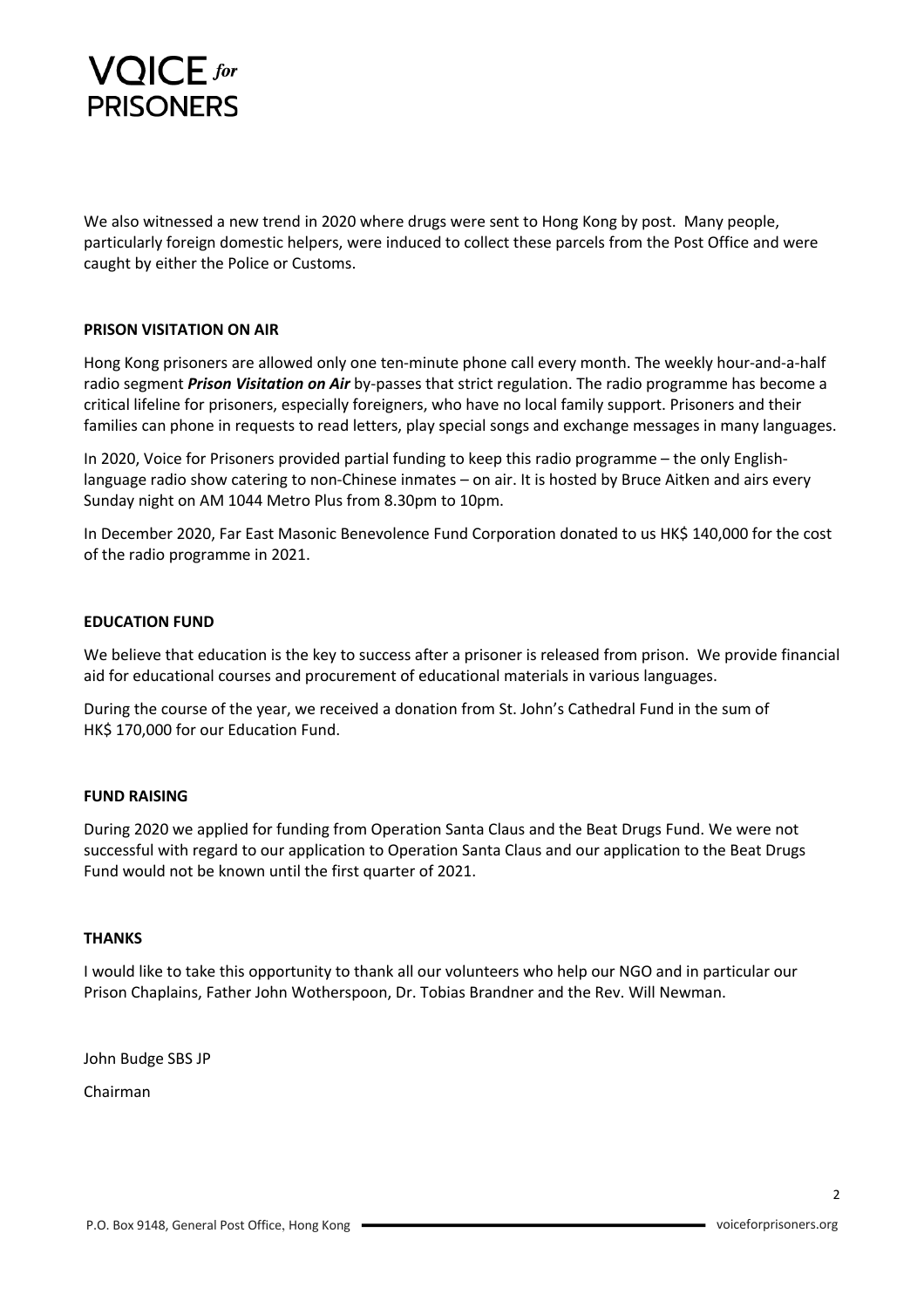We also witnessed a new trend in 2020 where drugs were sent to Hong Kong by post. Many people, particularly foreign domestic helpers, were induced to collect these parcels from the Post Office and were caught by either the Police or Customs.

**PRISON VISITATION ON AIR**

Hong Kong prisoners are allowed only one ten-minute phone call every month. The weekly hour-and-a-half radio segment ***Prison Visitation on Air*** by-passes that strict regulation. The radio programme has become a critical lifeline for prisoners, especially foreigners, who have no local family support. Prisoners and their families can phone in requests to read letters, play special songs and exchange messages in many languages.

In 2020, Voice for Prisoners provided partial funding to keep this radio programme – the only English-language radio show catering to non-Chinese inmates – on air. It is hosted by Bruce Aitken and airs every Sunday night on AM 1044 Metro Plus from 8.30pm to 10pm.

In December 2020, Far East Masonic Benevolence Fund Corporation donated to us HK$ 140,000 for the cost of the radio programme in 2021.

**EDUCATION FUND**

We believe that education is the key to success after a prisoner is released from prison. We provide financial aid for educational courses and procurement of educational materials in various languages.

During the course of the year, we received a donation from St. John's Cathedral Fund in the sum of HK$ 170,000 for our Education Fund.

**FUND RAISING**

During 2020 we applied for funding from Operation Santa Claus and the Beat Drugs Fund. We were not successful with regard to our application to Operation Santa Claus and our application to the Beat Drugs Fund would not be known until the first quarter of 2021.

**THANKS**

I would like to take this opportunity to thank all our volunteers who help our NGO and in particular our Prison Chaplains, Father John Wotherspoon, Dr. Tobias Brandner and the Rev. Will Newman.

John Budge SBS JP

Chairman